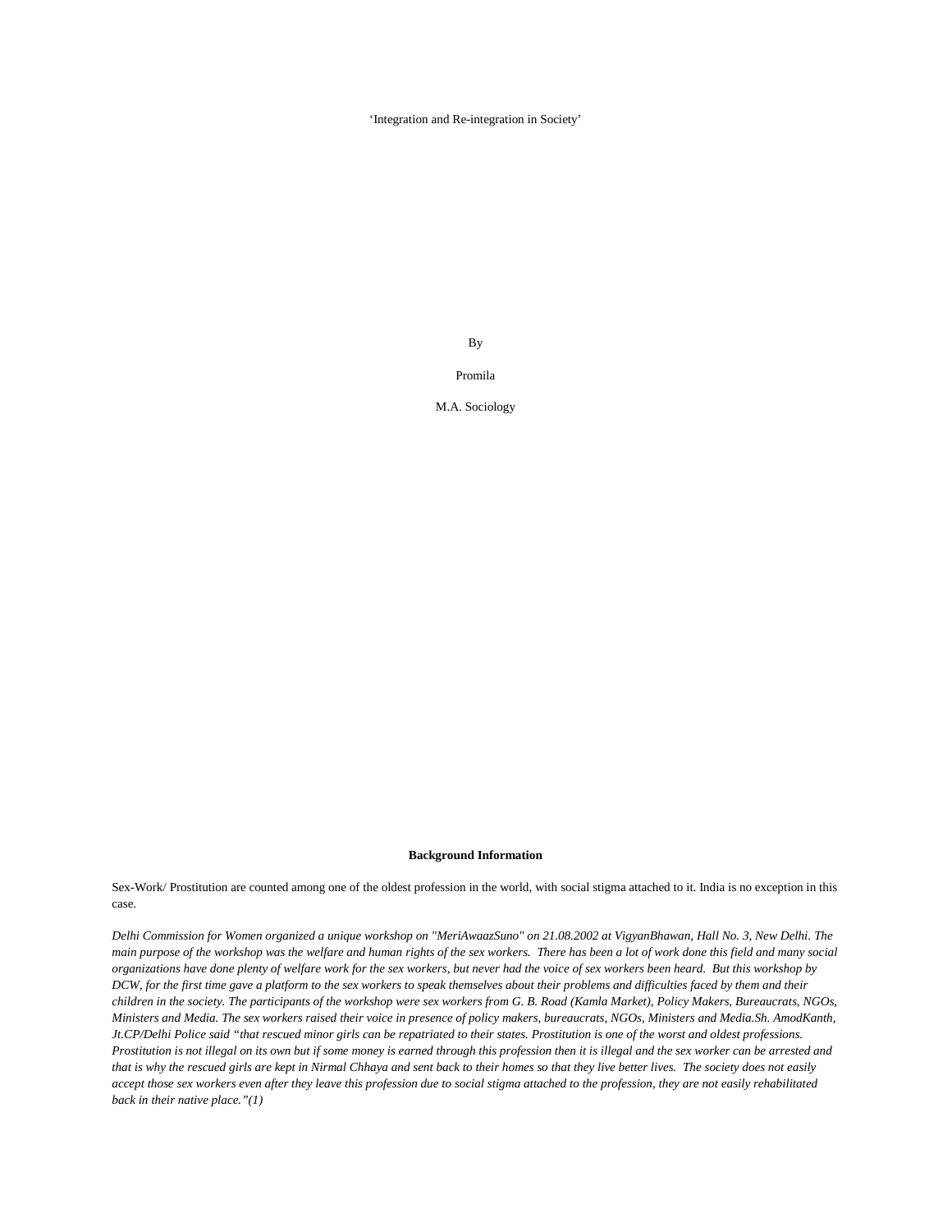‘Integration and Re-integration in Society’

By

Promila

M.A. Sociology

## Background Information

Sex-Work/ Prostitution are counted among one of the oldest profession in the world, with social stigma attached to it. India is no exception in this case.

*Delhi Commission for Women organized a unique workshop on "MeriAwaazSuno" on 21.08.2002 at VigyanBhawan, Hall No. 3, New Delhi. The main purpose of the workshop was the welfare and human rights of the sex workers. There has been a lot of work done this field and many social organizations have done plenty of welfare work for the sex workers, but never had the voice of sex workers been heard. But this workshop by DCW, for the first time gave a platform to the sex workers to speak themselves about their problems and difficulties faced by them and their children in the society. The participants of the workshop were sex workers from G. B. Road (Kamla Market), Policy Makers, Bureaucrats, NGOs, Ministers and Media. The sex workers raised their voice in presence of policy makers, bureaucrats, NGOs, Ministers and Media.Sh. AmodKanth, Jt.CP/Delhi Police said “that rescued minor girls can be repatriated to their states. Prostitution is one of the worst and oldest professions. Prostitution is not illegal on its own but if some money is earned through this profession then it is illegal and the sex worker can be arrested and that is why the rescued girls are kept in Nirmal Chhaya and sent back to their homes so that they live better lives. The society does not easily accept those sex workers even after they leave this profession due to social stigma attached to the profession, they are not easily rehabilitated back in their native place.”(1)*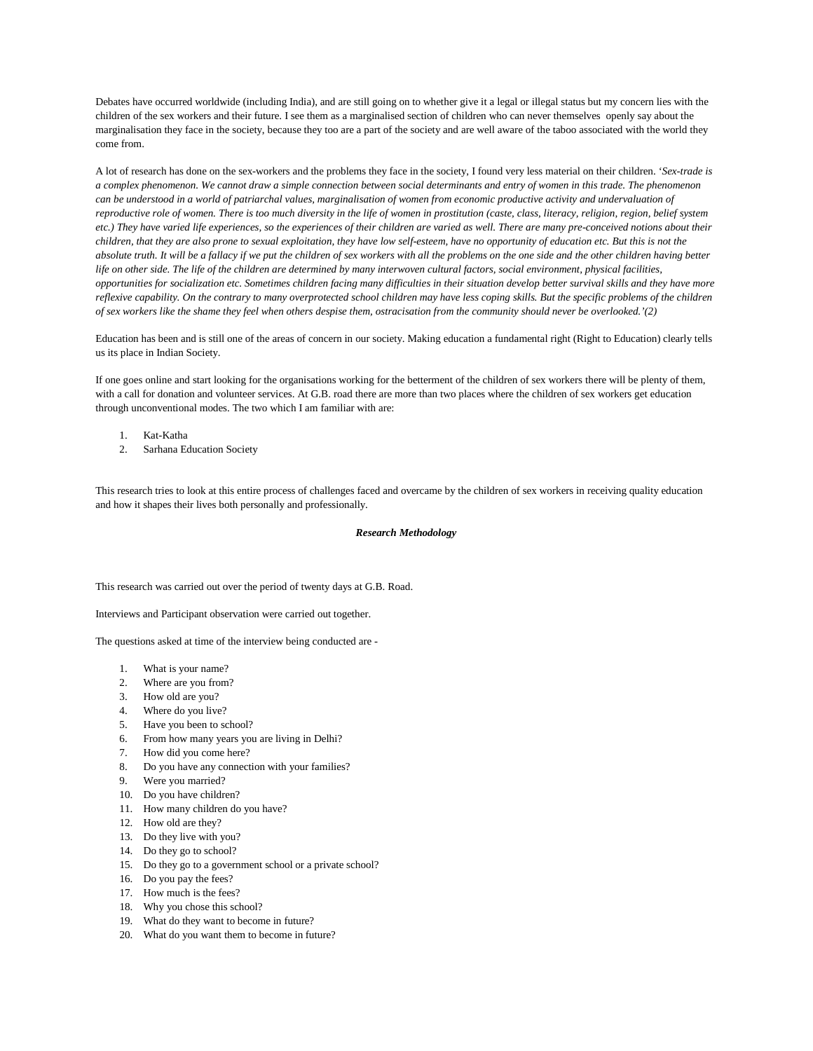Debates have occurred worldwide (including India), and are still going on to whether give it a legal or illegal status but my concern lies with the children of the sex workers and their future. I see them as a marginalised section of children who can never themselves openly say about the marginalisation they face in the society, because they too are a part of the society and are well aware of the taboo associated with the world they come from.

A lot of research has done on the sex-workers and the problems they face in the society, I found very less material on their children. '*Sex-trade is a complex phenomenon. We cannot draw a simple connection between social determinants and entry of women in this trade. The phenomenon can be understood in a world of patriarchal values, marginalisation of women from economic productive activity and undervaluation of reproductive role of women. There is too much diversity in the life of women in prostitution (caste, class, literacy, religion, region, belief system etc.) They have varied life experiences, so the experiences of their children are varied as well. There are many pre-conceived notions about their children, that they are also prone to sexual exploitation, they have low self-esteem, have no opportunity of education etc. But this is not the absolute truth. It will be a fallacy if we put the children of sex workers with all the problems on the one side and the other children having better life on other side. The life of the children are determined by many interwoven cultural factors, social environment, physical facilities, opportunities for socialization etc. Sometimes children facing many difficulties in their situation develop better survival skills and they have more reflexive capability. On the contrary to many overprotected school children may have less coping skills. But the specific problems of the children of sex workers like the shame they feel when others despise them, ostracisation from the community should never be overlooked.'(2)*

Education has been and is still one of the areas of concern in our society. Making education a fundamental right (Right to Education) clearly tells us its place in Indian Society.

If one goes online and start looking for the organisations working for the betterment of the children of sex workers there will be plenty of them, with a call for donation and volunteer services. At G.B. road there are more than two places where the children of sex workers get education through unconventional modes. The two which I am familiar with are:

1. Kat-Katha
2. Sarhana Education Society

This research tries to look at this entire process of challenges faced and overcame by the children of sex workers in receiving quality education and how it shapes their lives both personally and professionally.

## ***Research Methodology***

This research was carried out over the period of twenty days at G.B. Road.

Interviews and Participant observation were carried out together.

The questions asked at time of the interview being conducted are -

1. What is your name?
2. Where are you from?
3. How old are you?
4. Where do you live?
5. Have you been to school?
6. From how many years you are living in Delhi?
7. How did you come here?
8. Do you have any connection with your families?
9. Were you married?
10. Do you have children?
11. How many children do you have?
12. How old are they?
13. Do they live with you?
14. Do they go to school?
15. Do they go to a government school or a private school?
16. Do you pay the fees?
17. How much is the fees?
18. Why you chose this school?
19. What do they want to become in future?
20. What do you want them to become in future?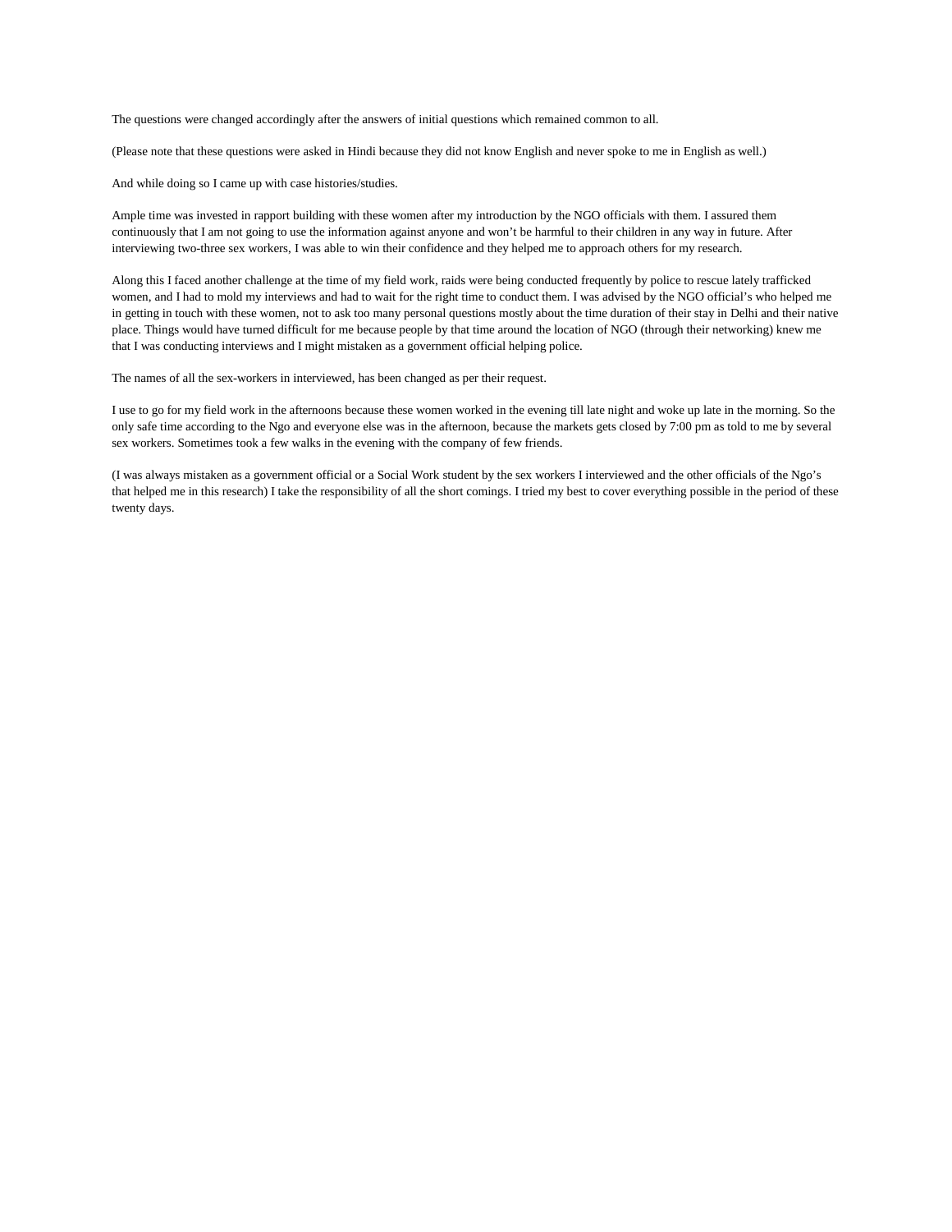The questions were changed accordingly after the answers of initial questions which remained common to all.

(Please note that these questions were asked in Hindi because they did not know English and never spoke to me in English as well.)

And while doing so I came up with case histories/studies.

Ample time was invested in rapport building with these women after my introduction by the NGO officials with them. I assured them continuously that I am not going to use the information against anyone and won't be harmful to their children in any way in future. After interviewing two-three sex workers, I was able to win their confidence and they helped me to approach others for my research.

Along this I faced another challenge at the time of my field work, raids were being conducted frequently by police to rescue lately trafficked women, and I had to mold my interviews and had to wait for the right time to conduct them. I was advised by the NGO official's who helped me in getting in touch with these women, not to ask too many personal questions mostly about the time duration of their stay in Delhi and their native place. Things would have turned difficult for me because people by that time around the location of NGO (through their networking) knew me that I was conducting interviews and I might mistaken as a government official helping police.

The names of all the sex-workers in interviewed, has been changed as per their request.

I use to go for my field work in the afternoons because these women worked in the evening till late night and woke up late in the morning. So the only safe time according to the Ngo and everyone else was in the afternoon, because the markets gets closed by 7:00 pm as told to me by several sex workers. Sometimes took a few walks in the evening with the company of few friends.

(I was always mistaken as a government official or a Social Work student by the sex workers I interviewed and the other officials of the Ngo's that helped me in this research) I take the responsibility of all the short comings. I tried my best to cover everything possible in the period of these twenty days.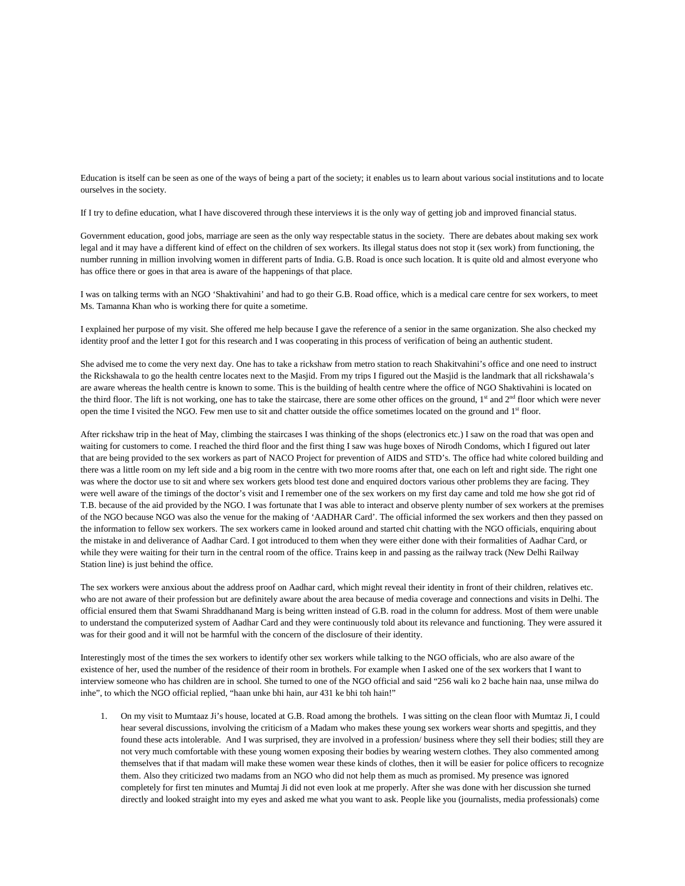Education is itself can be seen as one of the ways of being a part of the society; it enables us to learn about various social institutions and to locate ourselves in the society.

If I try to define education, what I have discovered through these interviews it is the only way of getting job and improved financial status.

Government education, good jobs, marriage are seen as the only way respectable status in the society. There are debates about making sex work legal and it may have a different kind of effect on the children of sex workers. Its illegal status does not stop it (sex work) from functioning, the number running in million involving women in different parts of India. G.B. Road is once such location. It is quite old and almost everyone who has office there or goes in that area is aware of the happenings of that place.

I was on talking terms with an NGO 'Shaktivahini' and had to go their G.B. Road office, which is a medical care centre for sex workers, to meet Ms. Tamanna Khan who is working there for quite a sometime.

I explained her purpose of my visit. She offered me help because I gave the reference of a senior in the same organization. She also checked my identity proof and the letter I got for this research and I was cooperating in this process of verification of being an authentic student.

She advised me to come the very next day. One has to take a rickshaw from metro station to reach Shakitvahini's office and one need to instruct the Rickshawala to go the health centre locates next to the Masjid. From my trips I figured out the Masjid is the landmark that all rickshawala's are aware whereas the health centre is known to some. This is the building of health centre where the office of NGO Shaktivahini is located on the third floor. The lift is not working, one has to take the staircase, there are some other offices on the ground, 1st and 2nd floor which were never open the time I visited the NGO. Few men use to sit and chatter outside the office sometimes located on the ground and 1st floor.

After rickshaw trip in the heat of May, climbing the staircases I was thinking of the shops (electronics etc.) I saw on the road that was open and waiting for customers to come. I reached the third floor and the first thing I saw was huge boxes of Nirodh Condoms, which I figured out later that are being provided to the sex workers as part of NACO Project for prevention of AIDS and STD's. The office had white colored building and there was a little room on my left side and a big room in the centre with two more rooms after that, one each on left and right side. The right one was where the doctor use to sit and where sex workers gets blood test done and enquired doctors various other problems they are facing. They were well aware of the timings of the doctor's visit and I remember one of the sex workers on my first day came and told me how she got rid of T.B. because of the aid provided by the NGO. I was fortunate that I was able to interact and observe plenty number of sex workers at the premises of the NGO because NGO was also the venue for the making of 'AADHAR Card'. The official informed the sex workers and then they passed on the information to fellow sex workers. The sex workers came in looked around and started chit chatting with the NGO officials, enquiring about the mistake in and deliverance of Aadhar Card. I got introduced to them when they were either done with their formalities of Aadhar Card, or while they were waiting for their turn in the central room of the office. Trains keep in and passing as the railway track (New Delhi Railway Station line) is just behind the office.

The sex workers were anxious about the address proof on Aadhar card, which might reveal their identity in front of their children, relatives etc. who are not aware of their profession but are definitely aware about the area because of media coverage and connections and visits in Delhi. The official ensured them that Swami Shraddhanand Marg is being written instead of G.B. road in the column for address. Most of them were unable to understand the computerized system of Aadhar Card and they were continuously told about its relevance and functioning. They were assured it was for their good and it will not be harmful with the concern of the disclosure of their identity.

Interestingly most of the times the sex workers to identify other sex workers while talking to the NGO officials, who are also aware of the existence of her, used the number of the residence of their room in brothels. For example when I asked one of the sex workers that I want to interview someone who has children are in school. She turned to one of the NGO official and said "256 wali ko 2 bache hain naa, unse milwa do inhe", to which the NGO official replied, "haan unke bhi hain, aur 431 ke bhi toh hain!"

1. On my visit to Mumtaaz Ji's house, located at G.B. Road among the brothels. I was sitting on the clean floor with Mumtaz Ji, I could hear several discussions, involving the criticism of a Madam who makes these young sex workers wear shorts and spegittis, and they found these acts intolerable. And I was surprised, they are involved in a profession/ business where they sell their bodies; still they are not very much comfortable with these young women exposing their bodies by wearing western clothes. They also commented among themselves that if that madam will make these women wear these kinds of clothes, then it will be easier for police officers to recognize them. Also they criticized two madams from an NGO who did not help them as much as promised. My presence was ignored completely for first ten minutes and Mumtaj Ji did not even look at me properly. After she was done with her discussion she turned directly and looked straight into my eyes and asked me what you want to ask. People like you (journalists, media professionals) come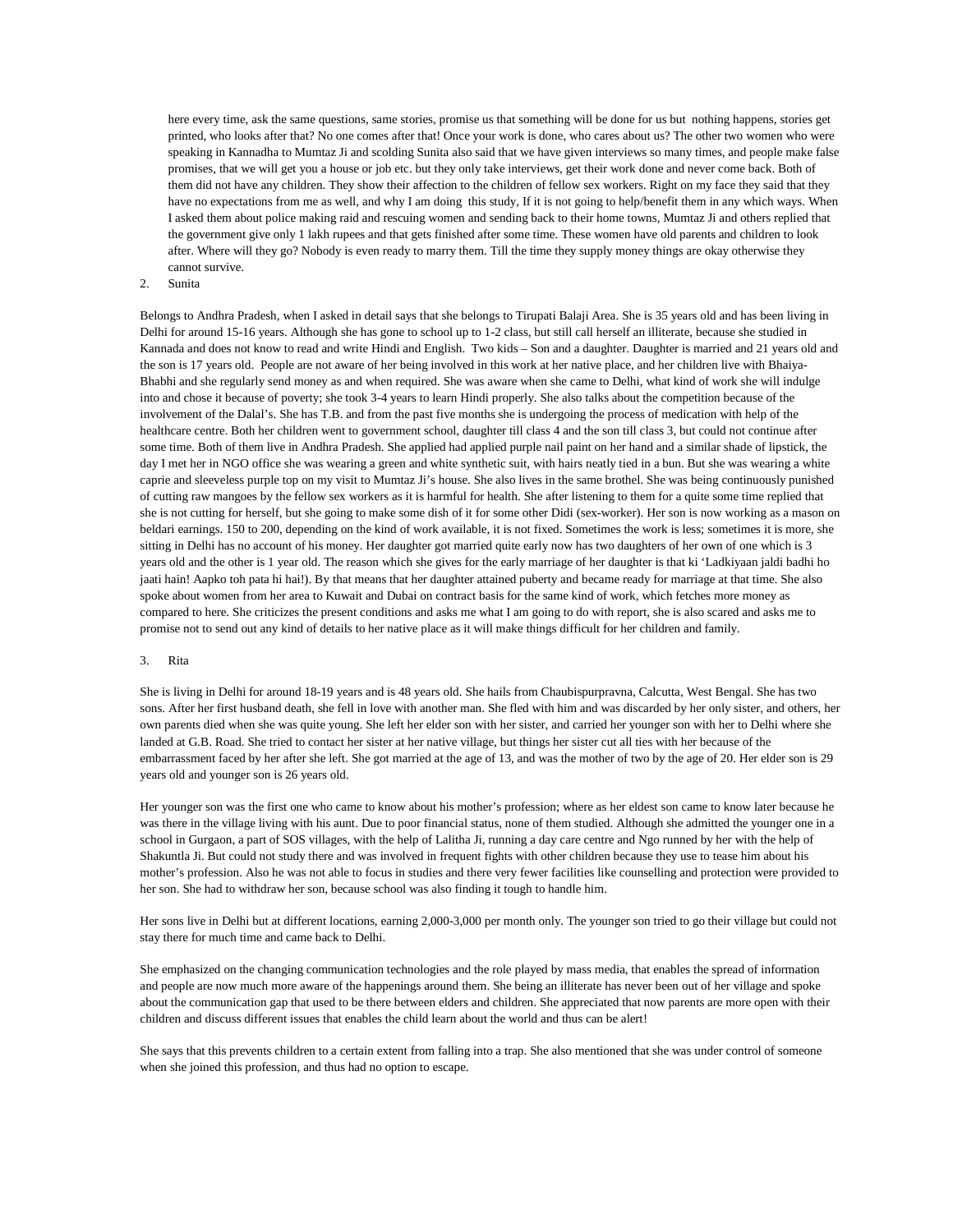here every time, ask the same questions, same stories, promise us that something will be done for us but nothing happens, stories get printed, who looks after that? No one comes after that! Once your work is done, who cares about us? The other two women who were speaking in Kannadha to Mumtaz Ji and scolding Sunita also said that we have given interviews so many times, and people make false promises, that we will get you a house or job etc. but they only take interviews, get their work done and never come back. Both of them did not have any children. They show their affection to the children of fellow sex workers. Right on my face they said that they have no expectations from me as well, and why I am doing this study, If it is not going to help/benefit them in any which ways. When I asked them about police making raid and rescuing women and sending back to their home towns, Mumtaz Ji and others replied that the government give only 1 lakh rupees and that gets finished after some time. These women have old parents and children to look after. Where will they go? Nobody is even ready to marry them. Till the time they supply money things are okay otherwise they cannot survive.

2. Sunita

Belongs to Andhra Pradesh, when I asked in detail says that she belongs to Tirupati Balaji Area. She is 35 years old and has been living in Delhi for around 15-16 years. Although she has gone to school up to 1-2 class, but still call herself an illiterate, because she studied in Kannada and does not know to read and write Hindi and English. Two kids – Son and a daughter. Daughter is married and 21 years old and the son is 17 years old. People are not aware of her being involved in this work at her native place, and her children live with Bhaiya-Bhabhi and she regularly send money as and when required. She was aware when she came to Delhi, what kind of work she will indulge into and chose it because of poverty; she took 3-4 years to learn Hindi properly. She also talks about the competition because of the involvement of the Dalal's. She has T.B. and from the past five months she is undergoing the process of medication with help of the healthcare centre. Both her children went to government school, daughter till class 4 and the son till class 3, but could not continue after some time. Both of them live in Andhra Pradesh. She applied had applied purple nail paint on her hand and a similar shade of lipstick, the day I met her in NGO office she was wearing a green and white synthetic suit, with hairs neatly tied in a bun. But she was wearing a white caprie and sleeveless purple top on my visit to Mumtaz Ji's house. She also lives in the same brothel. She was being continuously punished of cutting raw mangoes by the fellow sex workers as it is harmful for health. She after listening to them for a quite some time replied that she is not cutting for herself, but she is going to make some dish of it for some other Didi (sex-worker). Her son is now working as a mason on beldari earnings. 150 to 200, depending on the kind of work available, it is not fixed. Sometimes the work is less; sometimes it is more, she sitting in Delhi has no account of his money. Her daughter got married quite early now has two daughters of her own of one which is 3 years old and the other is 1 year old. The reason which she gives for the early marriage of her daughter is that ki 'Ladkiyaan jaldi badhi ho jaati hain! Aapko toh pata hi hai!). By that means that her daughter attained puberty and became ready for marriage at that time. She also spoke about women from her area to Kuwait and Dubai on contract basis for the same kind of work, which fetches more money as compared to here. She criticizes the present conditions and asks me what I am going to do with report, she is also scared and asks me to promise not to send out any kind of details to her native place as it will make things difficult for her children and family.

3. Rita

She is living in Delhi for around 18-19 years and is 48 years old. She hails from Chaubispurpravna, Calcutta, West Bengal. She has two sons. After her first husband death, she fell in love with another man. She fled with him and was discarded by her only sister, and others, her own parents died when she was quite young. She left her elder son with her sister, and carried her younger son with her to Delhi where she landed at G.B. Road. She tried to contact her sister at her native village, but things her sister cut all ties with her because of the embarrassment faced by her after she left. She got married at the age of 13, and was the mother of two by the age of 20. Her elder son is 29 years old and younger son is 26 years old.

Her younger son was the first one who came to know about his mother's profession; where as her eldest son came to know later because he was there in the village living with his aunt. Due to poor financial status, none of them studied. Although she admitted the younger one in a school in Gurgaon, a part of SOS villages, with the help of Lalitha Ji, running a day care centre and Ngo runned by her with the help of Shakuntla Ji. But could not study there and was involved in frequent fights with other children because they use to tease him about his mother's profession. Also he was not able to focus in studies and there very fewer facilities like counselling and protection were provided to her son. She had to withdraw her son, because school was also finding it tough to handle him.

Her sons live in Delhi but at different locations, earning 2,000-3,000 per month only. The younger son tried to go their village but could not stay there for much time and came back to Delhi.

She emphasized on the changing communication technologies and the role played by mass media, that enables the spread of information and people are now much more aware of the happenings around them. She being an illiterate has never been out of her village and spoke about the communication gap that used to be there between elders and children. She appreciated that now parents are more open with their children and discuss different issues that enables the child learn about the world and thus can be alert!

She says that this prevents children to a certain extent from falling into a trap. She also mentioned that she was under control of someone when she joined this profession, and thus had no option to escape.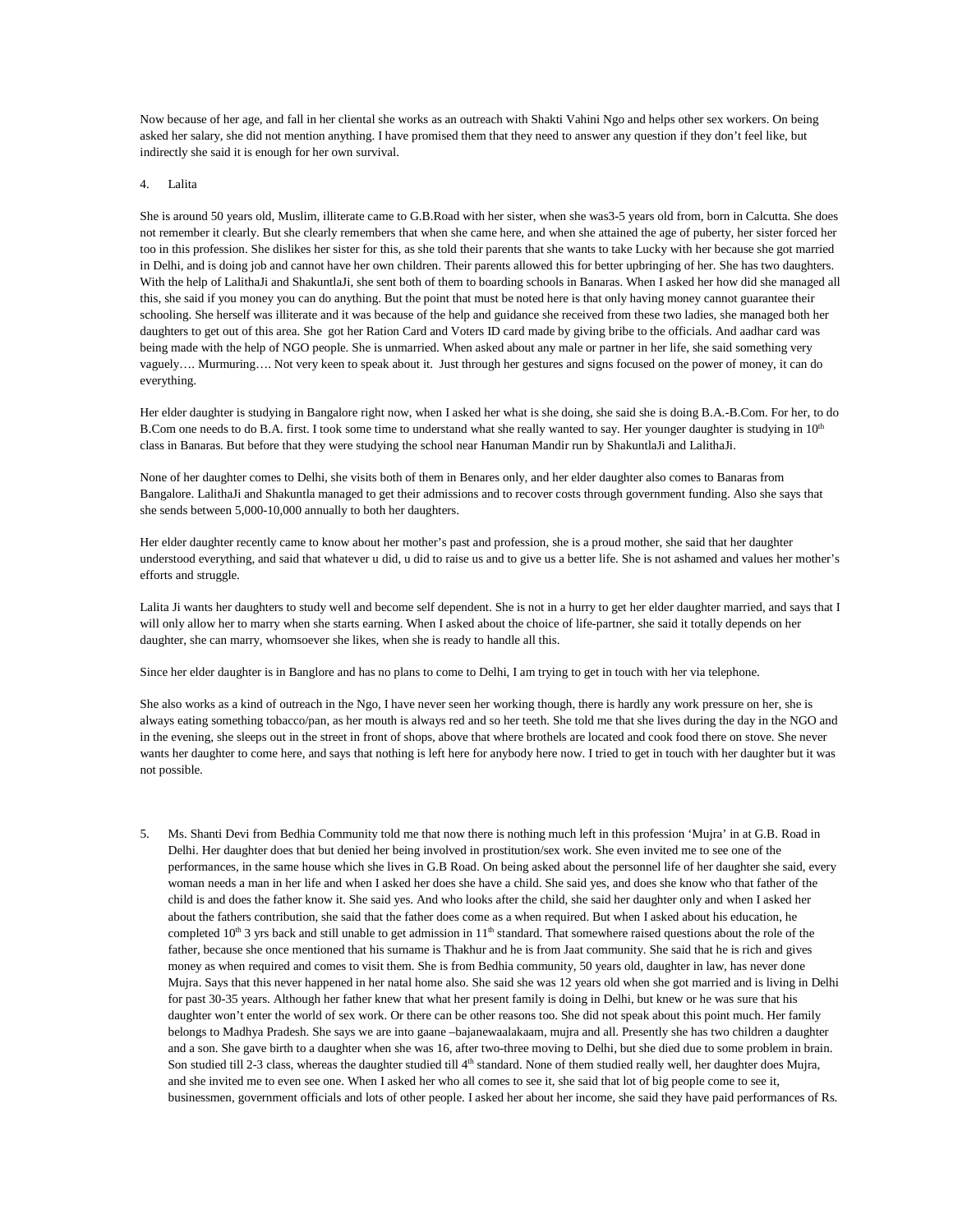Now because of her age, and fall in her cliental she works as an outreach with Shakti Vahini Ngo and helps other sex workers. On being asked her salary, she did not mention anything. I have promised them that they need to answer any question if they don't feel like, but indirectly she said it is enough for her own survival.

4. Lalita

She is around 50 years old, Muslim, illiterate came to G.B.Road with her sister, when she was3-5 years old from, born in Calcutta. She does not remember it clearly. But she clearly remembers that when she came here, and when she attained the age of puberty, her sister forced her too in this profession. She dislikes her sister for this, as she told their parents that she wants to take Lucky with her because she got married in Delhi, and is doing job and cannot have her own children. Their parents allowed this for better upbringing of her. She has two daughters. With the help of LalithaJi and ShakuntlaJi, she sent both of them to boarding schools in Banaras. When I asked her how did she managed all this, she said if you money you can do anything. But the point that must be noted here is that only having money cannot guarantee their schooling. She herself was illiterate and it was because of the help and guidance she received from these two ladies, she managed both her daughters to get out of this area. She got her Ration Card and Voters ID card made by giving bribe to the officials. And aadhar card was being made with the help of NGO people. She is unmarried. When asked about any male or partner in her life, she said something very vaguely…. Murmuring…. Not very keen to speak about it. Just through her gestures and signs focused on the power of money, it can do everything.

Her elder daughter is studying in Bangalore right now, when I asked her what is she doing, she said she is doing B.A.-B.Com. For her, to do B.Com one needs to do B.A. first. I took some time to understand what she really wanted to say. Her younger daughter is studying in 10th class in Banaras. But before that they were studying the school near Hanuman Mandir run by ShakuntlaJi and LalithaJi.

None of her daughter comes to Delhi, she visits both of them in Benares only, and her elder daughter also comes to Banaras from Bangalore. LalithaJi and Shakuntla managed to get their admissions and to recover costs through government funding. Also she says that she sends between 5,000-10,000 annually to both her daughters.

Her elder daughter recently came to know about her mother's past and profession, she is a proud mother, she said that her daughter understood everything, and said that whatever u did, u did to raise us and to give us a better life. She is not ashamed and values her mother's efforts and struggle.

Lalita Ji wants her daughters to study well and become self dependent. She is not in a hurry to get her elder daughter married, and says that I will only allow her to marry when she starts earning. When I asked about the choice of life-partner, she said it totally depends on her daughter, she can marry, whomsoever she likes, when she is ready to handle all this.

Since her elder daughter is in Banglore and has no plans to come to Delhi, I am trying to get in touch with her via telephone.

She also works as a kind of outreach in the Ngo, I have never seen her working though, there is hardly any work pressure on her, she is always eating something tobacco/pan, as her mouth is always red and so her teeth. She told me that she lives during the day in the NGO and in the evening, she sleeps out in the street in front of shops, above that where brothels are located and cook food there on stove. She never wants her daughter to come here, and says that nothing is left here for anybody here now. I tried to get in touch with her daughter but it was not possible.

5. Ms. Shanti Devi from Bedhia Community told me that now there is nothing much left in this profession 'Mujra' in at G.B. Road in Delhi. Her daughter does that but denied her being involved in prostitution/sex work. She even invited me to see one of the performances, in the same house which she lives in G.B Road. On being asked about the personnel life of her daughter she said, every woman needs a man in her life and when I asked her does she have a child. She said yes, and does she know who that father of the child is and does the father know it. She said yes. And who looks after the child, she said her daughter only and when I asked her about the fathers contribution, she said that the father does come as a when required. But when I asked about his education, he completed 10th 3 yrs back and still unable to get admission in 11th standard. That somewhere raised questions about the role of the father, because she once mentioned that his surname is Thakhur and he is from Jaat community. She said that he is rich and gives money as when required and comes to visit them. She is from Bedhia community, 50 years old, daughter in law, has never done Mujra. Says that this never happened in her natal home also. She said she was 12 years old when she got married and is living in Delhi for past 30-35 years. Although her father knew that what her present family is doing in Delhi, but knew or he was sure that his daughter won't enter the world of sex work. Or there can be other reasons too. She did not speak about this point much. Her family belongs to Madhya Pradesh. She says we are into gaane –bajanewaalakaam, mujra and all. Presently she has two children a daughter and a son. She gave birth to a daughter when she was 16, after two-three moving to Delhi, but she died due to some problem in brain. Son studied till 2-3 class, whereas the daughter studied till 4th standard. None of them studied really well, her daughter does Mujra, and she invited me to even see one. When I asked her who all comes to see it, she said that lot of big people come to see it, businessmen, government officials and lots of other people. I asked her about her income, she said they have paid performances of Rs.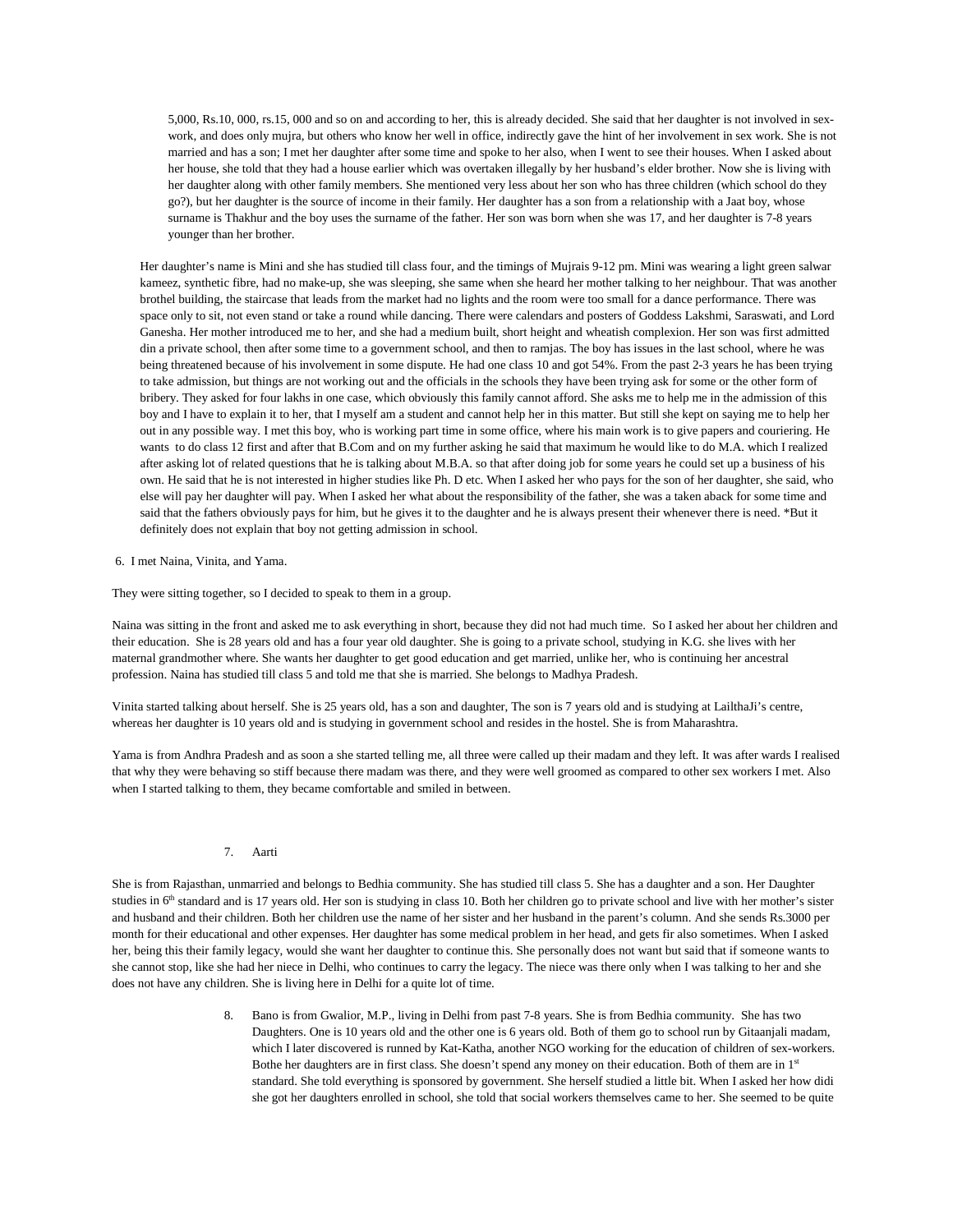5,000, Rs.10, 000, rs.15, 000 and so on and according to her, this is already decided. She said that her daughter is not involved in sex-work, and does only mujra, but others who know her well in office, indirectly gave the hint of her involvement in sex work. She is not married and has a son; I met her daughter after some time and spoke to her also, when I went to see their houses. When I asked about her house, she told that they had a house earlier which was overtaken illegally by her husband's elder brother. Now she is living with her daughter along with other family members. She mentioned very less about her son who has three children (which school do they go?), but her daughter is the source of income in their family. Her daughter has a son from a relationship with a Jaat boy, whose surname is Thakhur and the boy uses the surname of the father. Her son was born when she was 17, and her daughter is 7-8 years younger than her brother.

Her daughter's name is Mini and she has studied till class four, and the timings of Mujrais 9-12 pm. Mini was wearing a light green salwar kameez, synthetic fibre, had no make-up, she was sleeping, she same when she heard her mother talking to her neighbour. That was another brothel building, the staircase that leads from the market had no lights and the room were too small for a dance performance. There was space only to sit, not even stand or take a round while dancing. There were calendars and posters of Goddess Lakshmi, Saraswati, and Lord Ganesha. Her mother introduced me to her, and she had a medium built, short height and wheatish complexion. Her son was first admitted din a private school, then after some time to a government school, and then to ramjas. The boy has issues in the last school, where he was being threatened because of his involvement in some dispute. He had one class 10 and got 54%. From the past 2-3 years he has been trying to take admission, but things are not working out and the officials in the schools they have been trying ask for some or the other form of bribery. They asked for four lakhs in one case, which obviously this family cannot afford. She asks me to help me in the admission of this boy and I have to explain it to her, that I myself am a student and cannot help her in this matter. But still she kept on saying me to help her out in any possible way. I met this boy, who is working part time in some office, where his main work is to give papers and couriering. He wants to do class 12 first and after that B.Com and on my further asking he said that maximum he would like to do M.A. which I realized after asking lot of related questions that he is talking about M.B.A. so that after doing job for some years he could set up a business of his own. He said that he is not interested in higher studies like Ph. D etc. When I asked her who pays for the son of her daughter, she said, who else will pay her daughter will pay. When I asked her what about the responsibility of the father, she was a taken aback for some time and said that the fathers obviously pays for him, but he gives it to the daughter and he is always present their whenever there is need. *But it definitely does not explain that boy not getting admission in school.

6. I met Naina, Vinita, and Yama.

They were sitting together, so I decided to speak to them in a group.

Naina was sitting in the front and asked me to ask everything in short, because they did not had much time. So I asked her about her children and their education. She is 28 years old and has a four year old daughter. She is going to a private school, studying in K.G. she lives with her maternal grandmother where. She wants her daughter to get good education and get married, unlike her, who is continuing her ancestral profession. Naina has studied till class 5 and told me that she is married. She belongs to Madhya Pradesh.

Vinita started talking about herself. She is 25 years old, has a son and daughter, The son is 7 years old and is studying at LailthaJi's centre, whereas her daughter is 10 years old and is studying in government school and resides in the hostel. She is from Maharashtra.

Yama is from Andhra Pradesh and as soon a she started telling me, all three were called up their madam and they left. It was after wards I realised that why they were behaving so stiff because there madam was there, and they were well groomed as compared to other sex workers I met. Also when I started talking to them, they became comfortable and smiled in between.

7. Aarti

She is from Rajasthan, unmarried and belongs to Bedhia community. She has studied till class 5. She has a daughter and a son. Her Daughter studies in 6th standard and is 17 years old. Her son is studying in class 10. Both her children go to private school and live with her mother's sister and husband and their children. Both her children use the name of her sister and her husband in the parent's column. And she sends Rs.3000 per month for their educational and other expenses. Her daughter has some medical problem in her head, and gets fir also sometimes. When I asked her, being this their family legacy, would she want her daughter to continue this. She personally does not want but said that if someone wants to she cannot stop, like she had her niece in Delhi, who continues to carry the legacy. The niece was there only when I was talking to her and she does not have any children. She is living here in Delhi for a quite lot of time.

8. Bano is from Gwalior, M.P., living in Delhi from past 7-8 years. She is from Bedhia community. She has two Daughters. One is 10 years old and the other one is 6 years old. Both of them go to school run by Gitaanjali madam, which I later discovered is runned by Kat-Katha, another NGO working for the education of children of sex-workers. Bothe her daughters are in first class. She doesn't spend any money on their education. Both of them are in 1st standard. She told everything is sponsored by government. She herself studied a little bit. When I asked her how didi she got her daughters enrolled in school, she told that social workers themselves came to her. She seemed to be quite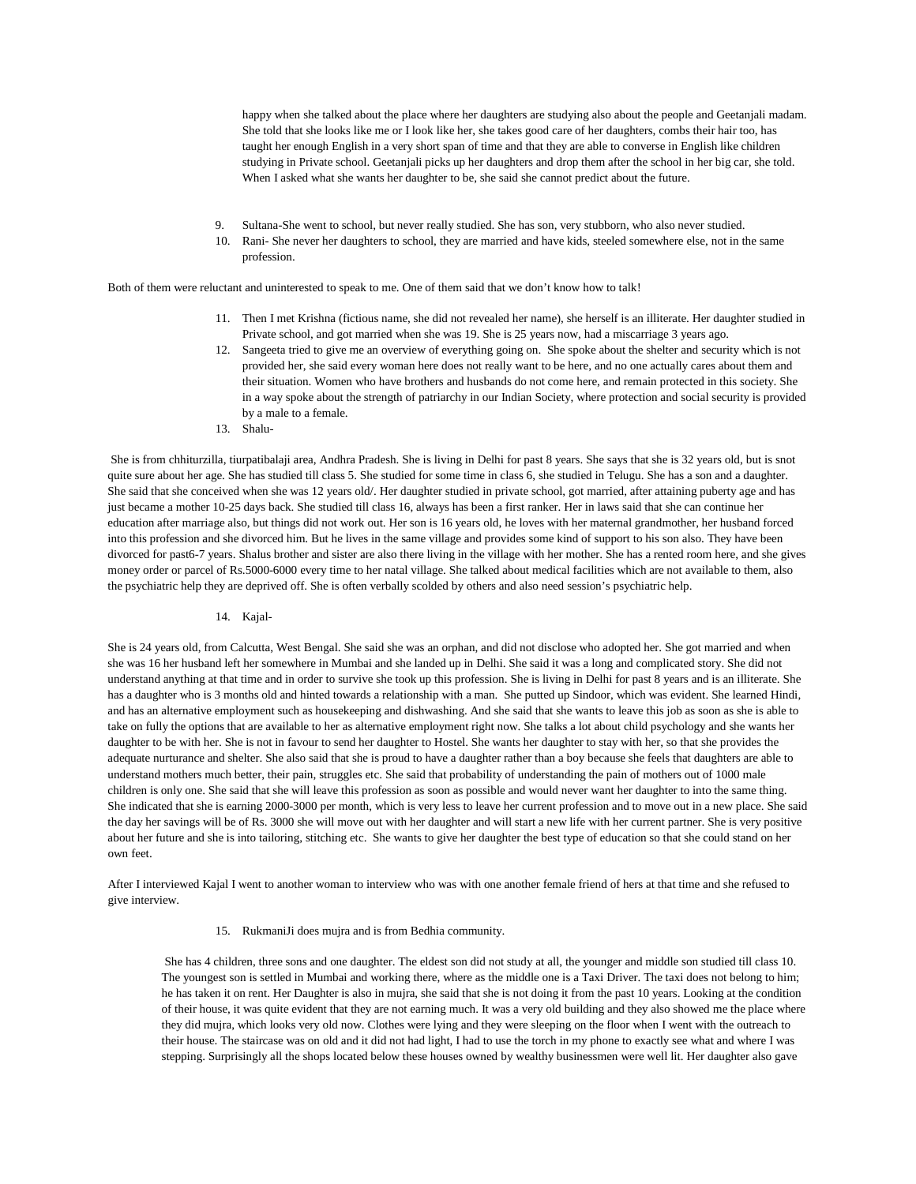happy when she talked about the place where her daughters are studying also about the people and Geetanjali madam. She told that she looks like me or I look like her, she takes good care of her daughters, combs their hair too, has taught her enough English in a very short span of time and that they are able to converse in English like children studying in Private school. Geetanjali picks up her daughters and drop them after the school in her big car, she told. When I asked what she wants her daughter to be, she said she cannot predict about the future.

9. Sultana-She went to school, but never really studied. She has son, very stubborn, who also never studied.
10. Rani- She never her daughters to school, they are married and have kids, steeled somewhere else, not in the same profession.

Both of them were reluctant and uninterested to speak to me. One of them said that we don't know how to talk!

11. Then I met Krishna (fictious name, she did not revealed her name), she herself is an illiterate. Her daughter studied in Private school, and got married when she was 19. She is 25 years now, had a miscarriage 3 years ago.
12. Sangeeta tried to give me an overview of everything going on. She spoke about the shelter and security which is not provided her, she said every woman here does not really want to be here, and no one actually cares about them and their situation. Women who have brothers and husbands do not come here, and remain protected in this society. She in a way spoke about the strength of patriarchy in our Indian Society, where protection and social security is provided by a male to a female.
13. Shalu-

She is from chhiturzilla, tiurpatibalaji area, Andhra Pradesh. She is living in Delhi for past 8 years. She says that she is 32 years old, but is snot quite sure about her age. She has studied till class 5. She studied for some time in class 6, she studied in Telugu. She has a son and a daughter. She said that she conceived when she was 12 years old/. Her daughter studied in private school, got married, after attaining puberty age and has just became a mother 10-25 days back. She studied till class 16, always has been a first ranker. Her in laws said that she can continue her education after marriage also, but things did not work out. Her son is 16 years old, he loves with her maternal grandmother, her husband forced into this profession and she divorced him. But he lives in the same village and provides some kind of support to his son also. They have been divorced for past6-7 years. Shalus brother and sister are also there living in the village with her mother. She has a rented room here, and she gives money order or parcel of Rs.5000-6000 every time to her natal village. She talked about medical facilities which are not available to them, also the psychiatric help they are deprived off. She is often verbally scolded by others and also need session's psychiatric help.

14. Kajal-

She is 24 years old, from Calcutta, West Bengal. She said she was an orphan, and did not disclose who adopted her. She got married and when she was 16 her husband left her somewhere in Mumbai and she landed up in Delhi. She said it was a long and complicated story. She did not understand anything at that time and in order to survive she took up this profession. She is living in Delhi for past 8 years and is an illiterate. She has a daughter who is 3 months old and hinted towards a relationship with a man. She putted up Sindoor, which was evident. She learned Hindi, and has an alternative employment such as housekeeping and dishwashing. And she said that she wants to leave this job as soon as she is able to take on fully the options that are available to her as alternative employment right now. She talks a lot about child psychology and she wants her daughter to be with her. She is not in favour to send her daughter to Hostel. She wants her daughter to stay with her, so that she provides the adequate nurturance and shelter. She also said that she is proud to have a daughter rather than a boy because she feels that daughters are able to understand mothers much better, their pain, struggles etc. She said that probability of understanding the pain of mothers out of 1000 male children is only one. She said that she will leave this profession as soon as possible and would never want her daughter to into the same thing. She indicated that she is earning 2000-3000 per month, which is very less to leave her current profession and to move out in a new place. She said the day her savings will be of Rs. 3000 she will move out with her daughter and will start a new life with her current partner. She is very positive about her future and she is into tailoring, stitching etc. She wants to give her daughter the best type of education so that she could stand on her own feet.

After I interviewed Kajal I went to another woman to interview who was with one another female friend of hers at that time and she refused to give interview.

15. RukmaniJi does mujra and is from Bedhia community.

She has 4 children, three sons and one daughter. The eldest son did not study at all, the younger and middle son studied till class 10. The youngest son is settled in Mumbai and working there, where as the middle one is a Taxi Driver. The taxi does not belong to him; he has taken it on rent. Her Daughter is also in mujra, she said that she is not doing it from the past 10 years. Looking at the condition of their house, it was quite evident that they are not earning much. It was a very old building and they also showed me the place where they did mujra, which looks very old now. Clothes were lying and they were sleeping on the floor when I went with the outreach to their house. The staircase was on old and it did not had light, I had to use the torch in my phone to exactly see what and where I was stepping. Surprisingly all the shops located below these houses owned by wealthy businessmen were well lit. Her daughter also gave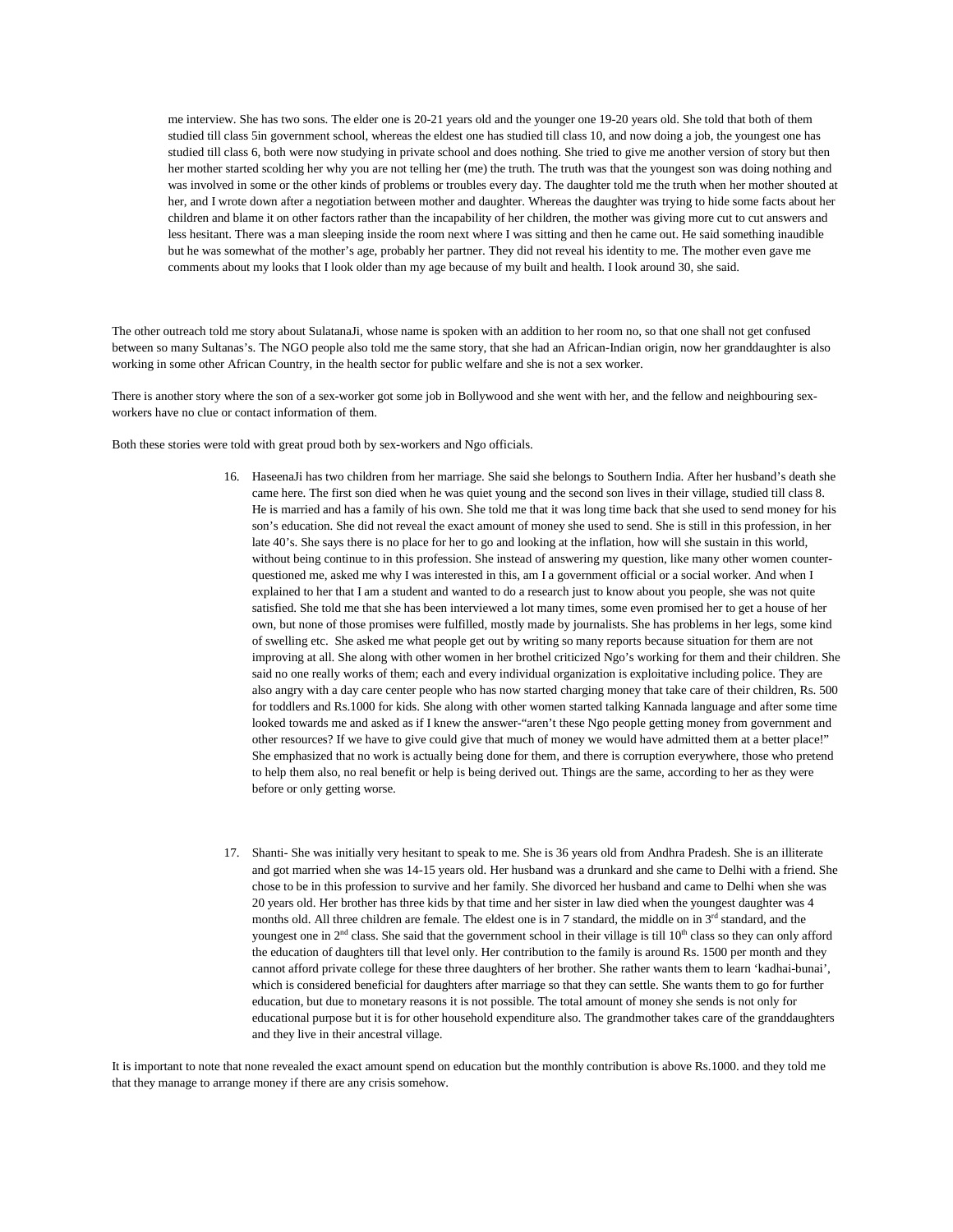me interview. She has two sons. The elder one is 20-21 years old and the younger one 19-20 years old. She told that both of them studied till class 5in government school, whereas the eldest one has studied till class 10, and now doing a job, the youngest one has studied till class 6, both were now studying in private school and does nothing. She tried to give me another version of story but then her mother started scolding her why you are not telling her (me) the truth. The truth was that the youngest son was doing nothing and was involved in some or the other kinds of problems or troubles every day. The daughter told me the truth when her mother shouted at her, and I wrote down after a negotiation between mother and daughter. Whereas the daughter was trying to hide some facts about her children and blame it on other factors rather than the incapability of her children, the mother was giving more cut to cut answers and less hesitant. There was a man sleeping inside the room next where I was sitting and then he came out. He said something inaudible but he was somewhat of the mother's age, probably her partner. They did not reveal his identity to me. The mother even gave me comments about my looks that I look older than my age because of my built and health. I look around 30, she said.

The other outreach told me story about SulatanaJi, whose name is spoken with an addition to her room no, so that one shall not get confused between so many Sultanas's. The NGO people also told me the same story, that she had an African-Indian origin, now her granddaughter is also working in some other African Country, in the health sector for public welfare and she is not a sex worker.

There is another story where the son of a sex-worker got some job in Bollywood and she went with her, and the fellow and neighbouring sex-workers have no clue or contact information of them.

Both these stories were told with great proud both by sex-workers and Ngo officials.

16. HaseenaJi has two children from her marriage. She said she belongs to Southern India. After her husband's death she came here. The first son died when he was quiet young and the second son lives in their village, studied till class 8. He is married and has a family of his own. She told me that it was long time back that she used to send money for his son's education. She did not reveal the exact amount of money she used to send. She is still in this profession, in her late 40's. She says there is no place for her to go and looking at the inflation, how will she sustain in this world, without being continue to in this profession. She instead of answering my question, like many other women counter-questioned me, asked me why I was interested in this, am I a government official or a social worker. And when I explained to her that I am a student and wanted to do a research just to know about you people, she was not quite satisfied. She told me that she has been interviewed a lot many times, some even promised her to get a house of her own, but none of those promises were fulfilled, mostly made by journalists. She has problems in her legs, some kind of swelling etc. She asked me what people get out by writing so many reports because situation for them are not improving at all. She along with other women in her brothel criticized Ngo's working for them and their children. She said no one really works of them; each and every individual organization is exploitative including police. They are also angry with a day care center people who has now started charging money that take care of their children, Rs. 500 for toddlers and Rs.1000 for kids. She along with other women started talking Kannada language and after some time looked towards me and asked as if I knew the answer-"aren't these Ngo people getting money from government and other resources? If we have to give could give that much of money we would have admitted them at a better place!" She emphasized that no work is actually being done for them, and there is corruption everywhere, those who pretend to help them also, no real benefit or help is being derived out. Things are the same, according to her as they were before or only getting worse.

17. Shanti- She was initially very hesitant to speak to me. She is 36 years old from Andhra Pradesh. She is an illiterate and got married when she was 14-15 years old. Her husband was a drunkard and she came to Delhi with a friend. She chose to be in this profession to survive and her family. She divorced her husband and came to Delhi when she was 20 years old. Her brother has three kids by that time and her sister in law died when the youngest daughter was 4 months old. All three children are female. The eldest one is in 7 standard, the middle on in 3rd standard, and the youngest one in 2nd class. She said that the government school in their village is till 10th class so they can only afford the education of daughters till that level only. Her contribution to the family is around Rs. 1500 per month and they cannot afford private college for these three daughters of her brother. She rather wants them to learn 'kadhai-bunai', which is considered beneficial for daughters after marriage so that they can settle. She wants them to go for further education, but due to monetary reasons it is not possible. The total amount of money she sends is not only for educational purpose but it is for other household expenditure also. The grandmother takes care of the granddaughters and they live in their ancestral village.

It is important to note that none revealed the exact amount spend on education but the monthly contribution is above Rs.1000. and they told me that they manage to arrange money if there are any crisis somehow.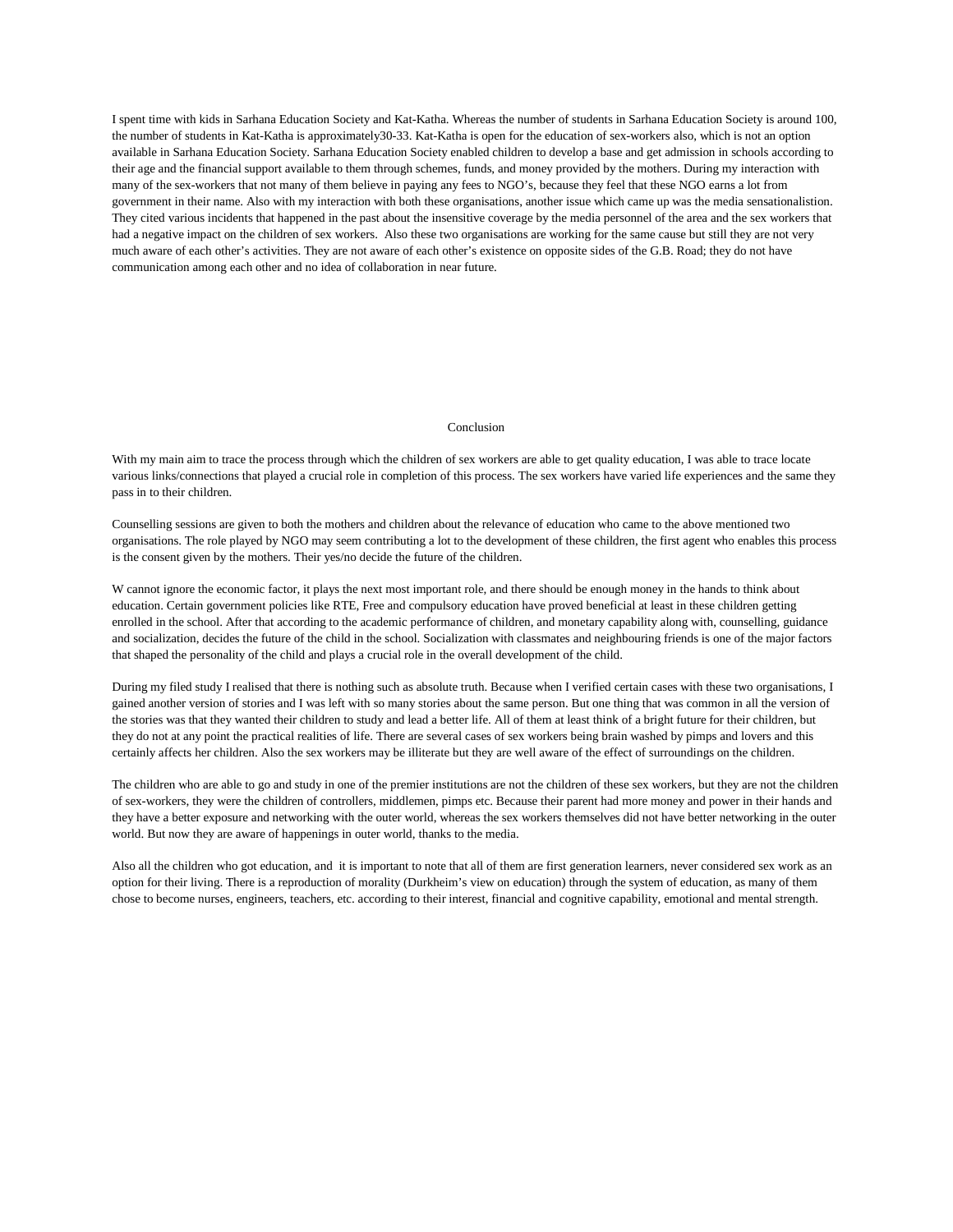I spent time with kids in Sarhana Education Society and Kat-Katha. Whereas the number of students in Sarhana Education Society is around 100, the number of students in Kat-Katha is approximately30-33. Kat-Katha is open for the education of sex-workers also, which is not an option available in Sarhana Education Society. Sarhana Education Society enabled children to develop a base and get admission in schools according to their age and the financial support available to them through schemes, funds, and money provided by the mothers. During my interaction with many of the sex-workers that not many of them believe in paying any fees to NGO's, because they feel that these NGO earns a lot from government in their name. Also with my interaction with both these organisations, another issue which came up was the media sensationalistion. They cited various incidents that happened in the past about the insensitive coverage by the media personnel of the area and the sex workers that had a negative impact on the children of sex workers. Also these two organisations are working for the same cause but still they are not very much aware of each other's activities. They are not aware of each other's existence on opposite sides of the G.B. Road; they do not have communication among each other and no idea of collaboration in near future.

## Conclusion

With my main aim to trace the process through which the children of sex workers are able to get quality education, I was able to trace locate various links/connections that played a crucial role in completion of this process. The sex workers have varied life experiences and the same they pass in to their children.

Counselling sessions are given to both the mothers and children about the relevance of education who came to the above mentioned two organisations. The role played by NGO may seem contributing a lot to the development of these children, the first agent who enables this process is the consent given by the mothers. Their yes/no decide the future of the children.

W cannot ignore the economic factor, it plays the next most important role, and there should be enough money in the hands to think about education. Certain government policies like RTE, Free and compulsory education have proved beneficial at least in these children getting enrolled in the school. After that according to the academic performance of children, and monetary capability along with, counselling, guidance and socialization, decides the future of the child in the school. Socialization with classmates and neighbouring friends is one of the major factors that shaped the personality of the child and plays a crucial role in the overall development of the child.

During my filed study I realised that there is nothing such as absolute truth. Because when I verified certain cases with these two organisations, I gained another version of stories and I was left with so many stories about the same person. But one thing that was common in all the version of the stories was that they wanted their children to study and lead a better life. All of them at least think of a bright future for their children, but they do not at any point the practical realities of life. There are several cases of sex workers being brain washed by pimps and lovers and this certainly affects her children. Also the sex workers may be illiterate but they are well aware of the effect of surroundings on the children.

The children who are able to go and study in one of the premier institutions are not the children of these sex workers, but they are not the children of sex-workers, they were the children of controllers, middlemen, pimps etc. Because their parent had more money and power in their hands and they have a better exposure and networking with the outer world, whereas the sex workers themselves did not have better networking in the outer world. But now they are aware of happenings in outer world, thanks to the media.

Also all the children who got education, and it is important to note that all of them are first generation learners, never considered sex work as an option for their living. There is a reproduction of morality (Durkheim's view on education) through the system of education, as many of them chose to become nurses, engineers, teachers, etc. according to their interest, financial and cognitive capability, emotional and mental strength.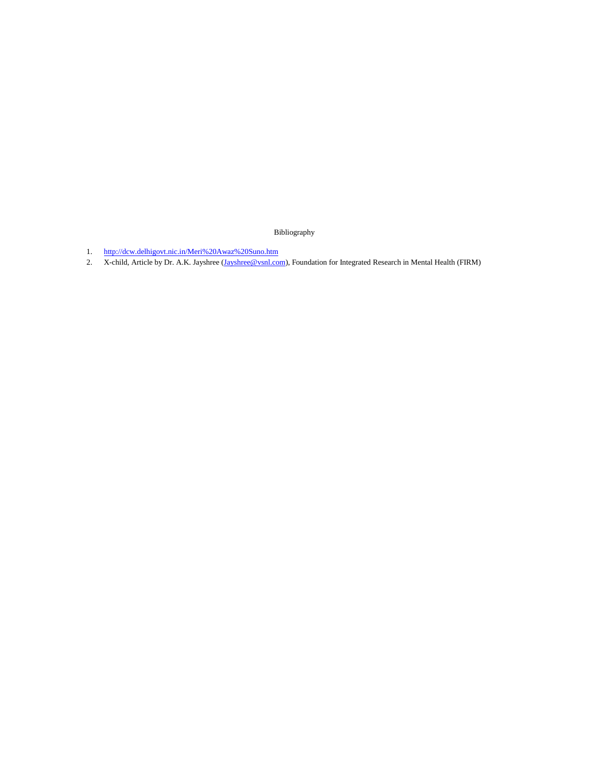# Bibliography

1. http://dcw.delhigovt.nic.in/Meri%20Awaz%20Suno.htm
2. X-child, Article by Dr. A.K. Jayshree (Jayshree@vsnl.com), Foundation for Integrated Research in Mental Health (FIRM)